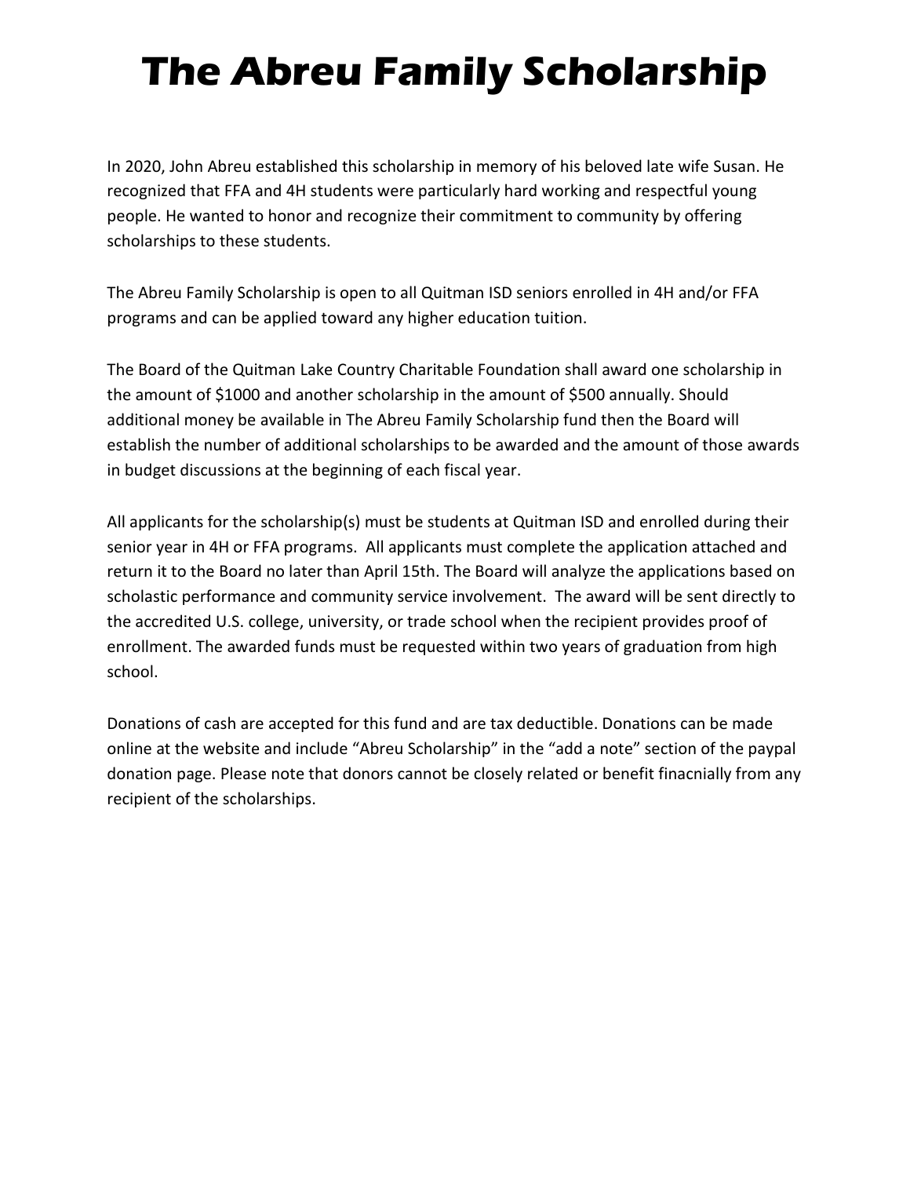# The Abreu Family Scholarship

In 2020, John Abreu established this scholarship in memory of his beloved late wife Susan. He recognized that FFA and 4H students were particularly hard working and respectful young people. He wanted to honor and recognize their commitment to community by offering scholarships to these students.

The Abreu Family Scholarship is open to all Quitman ISD seniors enrolled in 4H and/or FFA programs and can be applied toward any higher education tuition.

The Board of the Quitman Lake Country Charitable Foundation shall award one scholarship in the amount of $1000 and another scholarship in the amount of $500 annually. Should additional money be available in The Abreu Family Scholarship fund then the Board will establish the number of additional scholarships to be awarded and the amount of those awards in budget discussions at the beginning of each fiscal year.

All applicants for the scholarship(s) must be students at Quitman ISD and enrolled during their senior year in 4H or FFA programs. All applicants must complete the application attached and return it to the Board no later than April 15th. The Board will analyze the applications based on scholastic performance and community service involvement. The award will be sent directly to the accredited U.S. college, university, or trade school when the recipient provides proof of enrollment. The awarded funds must be requested within two years of graduation from high school.

Donations of cash are accepted for this fund and are tax deductible. Donations can be made online at the website and include "Abreu Scholarship" in the "add a note" section of the paypal donation page. Please note that donors cannot be closely related or benefit finacnially from any recipient of the scholarships.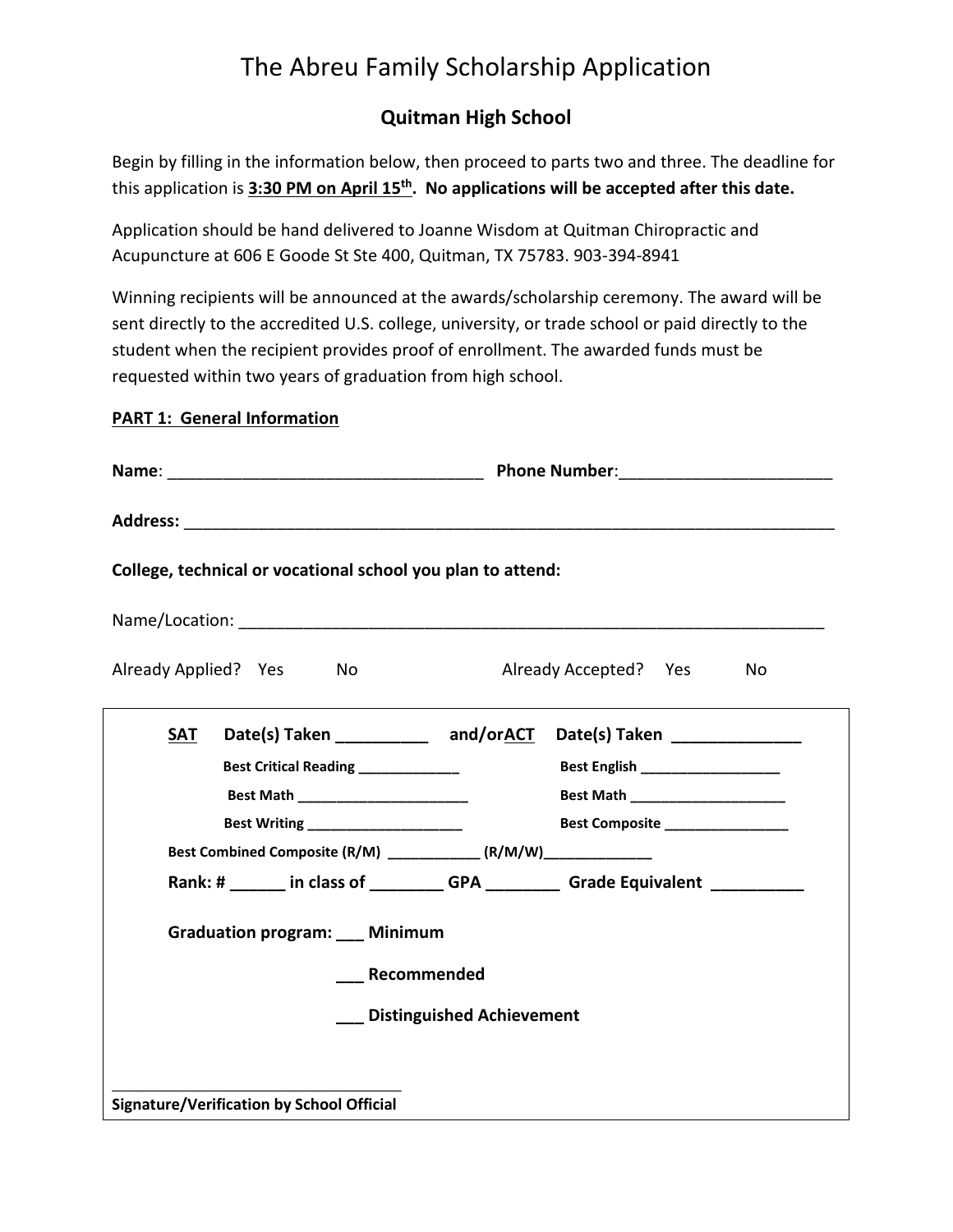# The Abreu Family Scholarship Application

## Quitman High School

Begin by filling in the information below, then proceed to parts two and three. The deadline for this application is **3:30 PM on April 15th. No applications will be accepted after this date.**

Application should be hand delivered to Joanne Wisdom at Quitman Chiropractic and Acupuncture at 606 E Goode St Ste 400, Quitman, TX 75783. 903-394-8941

Winning recipients will be announced at the awards/scholarship ceremony. The award will be sent directly to the accredited U.S. college, university, or trade school or paid directly to the student when the recipient provides proof of enrollment. The awarded funds must be requested within two years of graduation from high school.

**PART 1: General Information**

**Name**: ___________________________________ **Phone Number**:_______________________

**Address:** ________________________________________________________________________

**College, technical or vocational school you plan to attend:**

Name/Location: _______________________________________________________________

Already Applied? Yes No Already Accepted? Yes No

**SAT Date(s) Taken __________ and/or ACT Date(s) Taken ______________**

**Best Critical Reading ____________** **Best English _________________**

**Best Math _____________________** **Best Math ___________________**

**Best Writing ___________________** **Best Composite _______________**

**Best Combined Composite (R/M) ___________ (R/M/W)_____________**

**Rank: # ______ in class of ________ GPA ________ Grade Equivalent __________**

**Graduation program: ___ Minimum**

**___ Recommended**

**___ Distinguished Achievement**

___________________________________

**Signature/Verification by School Official**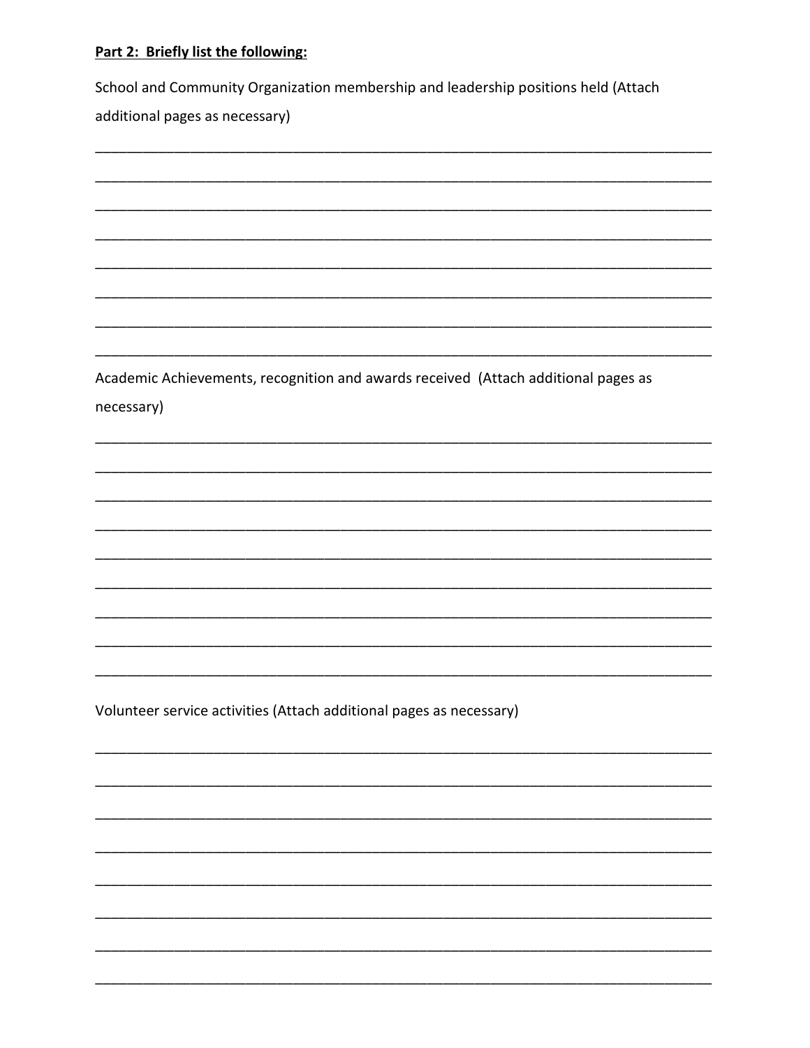**Part 2: Briefly list the following:**

School and Community Organization membership and leadership positions held (Attach additional pages as necessary)

\_\_\_\_\_\_\_\_\_\_\_\_\_\_\_\_\_\_\_\_\_\_\_\_\_\_\_\_\_\_\_\_\_\_\_\_\_\_\_\_\_\_\_\_\_\_\_\_\_\_\_\_\_\_\_\_\_\_\_\_\_\_\_\_\_\_\_\_\_\_\_\_\_\_\_\_

\_\_\_\_\_\_\_\_\_\_\_\_\_\_\_\_\_\_\_\_\_\_\_\_\_\_\_\_\_\_\_\_\_\_\_\_\_\_\_\_\_\_\_\_\_\_\_\_\_\_\_\_\_\_\_\_\_\_\_\_\_\_\_\_\_\_\_\_\_\_\_\_\_\_\_\_

\_\_\_\_\_\_\_\_\_\_\_\_\_\_\_\_\_\_\_\_\_\_\_\_\_\_\_\_\_\_\_\_\_\_\_\_\_\_\_\_\_\_\_\_\_\_\_\_\_\_\_\_\_\_\_\_\_\_\_\_\_\_\_\_\_\_\_\_\_\_\_\_\_\_\_\_

\_\_\_\_\_\_\_\_\_\_\_\_\_\_\_\_\_\_\_\_\_\_\_\_\_\_\_\_\_\_\_\_\_\_\_\_\_\_\_\_\_\_\_\_\_\_\_\_\_\_\_\_\_\_\_\_\_\_\_\_\_\_\_\_\_\_\_\_\_\_\_\_\_\_\_\_

\_\_\_\_\_\_\_\_\_\_\_\_\_\_\_\_\_\_\_\_\_\_\_\_\_\_\_\_\_\_\_\_\_\_\_\_\_\_\_\_\_\_\_\_\_\_\_\_\_\_\_\_\_\_\_\_\_\_\_\_\_\_\_\_\_\_\_\_\_\_\_\_\_\_\_\_

\_\_\_\_\_\_\_\_\_\_\_\_\_\_\_\_\_\_\_\_\_\_\_\_\_\_\_\_\_\_\_\_\_\_\_\_\_\_\_\_\_\_\_\_\_\_\_\_\_\_\_\_\_\_\_\_\_\_\_\_\_\_\_\_\_\_\_\_\_\_\_\_\_\_\_\_

\_\_\_\_\_\_\_\_\_\_\_\_\_\_\_\_\_\_\_\_\_\_\_\_\_\_\_\_\_\_\_\_\_\_\_\_\_\_\_\_\_\_\_\_\_\_\_\_\_\_\_\_\_\_\_\_\_\_\_\_\_\_\_\_\_\_\_\_\_\_\_\_\_\_\_\_

\_\_\_\_\_\_\_\_\_\_\_\_\_\_\_\_\_\_\_\_\_\_\_\_\_\_\_\_\_\_\_\_\_\_\_\_\_\_\_\_\_\_\_\_\_\_\_\_\_\_\_\_\_\_\_\_\_\_\_\_\_\_\_\_\_\_\_\_\_\_\_\_\_\_\_\_

Academic Achievements, recognition and awards received (Attach additional pages as necessary)

\_\_\_\_\_\_\_\_\_\_\_\_\_\_\_\_\_\_\_\_\_\_\_\_\_\_\_\_\_\_\_\_\_\_\_\_\_\_\_\_\_\_\_\_\_\_\_\_\_\_\_\_\_\_\_\_\_\_\_\_\_\_\_\_\_\_\_\_\_\_\_\_\_\_\_\_

\_\_\_\_\_\_\_\_\_\_\_\_\_\_\_\_\_\_\_\_\_\_\_\_\_\_\_\_\_\_\_\_\_\_\_\_\_\_\_\_\_\_\_\_\_\_\_\_\_\_\_\_\_\_\_\_\_\_\_\_\_\_\_\_\_\_\_\_\_\_\_\_\_\_\_\_

\_\_\_\_\_\_\_\_\_\_\_\_\_\_\_\_\_\_\_\_\_\_\_\_\_\_\_\_\_\_\_\_\_\_\_\_\_\_\_\_\_\_\_\_\_\_\_\_\_\_\_\_\_\_\_\_\_\_\_\_\_\_\_\_\_\_\_\_\_\_\_\_\_\_\_\_

\_\_\_\_\_\_\_\_\_\_\_\_\_\_\_\_\_\_\_\_\_\_\_\_\_\_\_\_\_\_\_\_\_\_\_\_\_\_\_\_\_\_\_\_\_\_\_\_\_\_\_\_\_\_\_\_\_\_\_\_\_\_\_\_\_\_\_\_\_\_\_\_\_\_\_\_

\_\_\_\_\_\_\_\_\_\_\_\_\_\_\_\_\_\_\_\_\_\_\_\_\_\_\_\_\_\_\_\_\_\_\_\_\_\_\_\_\_\_\_\_\_\_\_\_\_\_\_\_\_\_\_\_\_\_\_\_\_\_\_\_\_\_\_\_\_\_\_\_\_\_\_\_

\_\_\_\_\_\_\_\_\_\_\_\_\_\_\_\_\_\_\_\_\_\_\_\_\_\_\_\_\_\_\_\_\_\_\_\_\_\_\_\_\_\_\_\_\_\_\_\_\_\_\_\_\_\_\_\_\_\_\_\_\_\_\_\_\_\_\_\_\_\_\_\_\_\_\_\_

\_\_\_\_\_\_\_\_\_\_\_\_\_\_\_\_\_\_\_\_\_\_\_\_\_\_\_\_\_\_\_\_\_\_\_\_\_\_\_\_\_\_\_\_\_\_\_\_\_\_\_\_\_\_\_\_\_\_\_\_\_\_\_\_\_\_\_\_\_\_\_\_\_\_\_\_

\_\_\_\_\_\_\_\_\_\_\_\_\_\_\_\_\_\_\_\_\_\_\_\_\_\_\_\_\_\_\_\_\_\_\_\_\_\_\_\_\_\_\_\_\_\_\_\_\_\_\_\_\_\_\_\_\_\_\_\_\_\_\_\_\_\_\_\_\_\_\_\_\_\_\_\_

\_\_\_\_\_\_\_\_\_\_\_\_\_\_\_\_\_\_\_\_\_\_\_\_\_\_\_\_\_\_\_\_\_\_\_\_\_\_\_\_\_\_\_\_\_\_\_\_\_\_\_\_\_\_\_\_\_\_\_\_\_\_\_\_\_\_\_\_\_\_\_\_\_\_\_\_

Volunteer service activities (Attach additional pages as necessary)

\_\_\_\_\_\_\_\_\_\_\_\_\_\_\_\_\_\_\_\_\_\_\_\_\_\_\_\_\_\_\_\_\_\_\_\_\_\_\_\_\_\_\_\_\_\_\_\_\_\_\_\_\_\_\_\_\_\_\_\_\_\_\_\_\_\_\_\_\_\_\_\_\_\_\_\_

\_\_\_\_\_\_\_\_\_\_\_\_\_\_\_\_\_\_\_\_\_\_\_\_\_\_\_\_\_\_\_\_\_\_\_\_\_\_\_\_\_\_\_\_\_\_\_\_\_\_\_\_\_\_\_\_\_\_\_\_\_\_\_\_\_\_\_\_\_\_\_\_\_\_\_\_

\_\_\_\_\_\_\_\_\_\_\_\_\_\_\_\_\_\_\_\_\_\_\_\_\_\_\_\_\_\_\_\_\_\_\_\_\_\_\_\_\_\_\_\_\_\_\_\_\_\_\_\_\_\_\_\_\_\_\_\_\_\_\_\_\_\_\_\_\_\_\_\_\_\_\_\_

\_\_\_\_\_\_\_\_\_\_\_\_\_\_\_\_\_\_\_\_\_\_\_\_\_\_\_\_\_\_\_\_\_\_\_\_\_\_\_\_\_\_\_\_\_\_\_\_\_\_\_\_\_\_\_\_\_\_\_\_\_\_\_\_\_\_\_\_\_\_\_\_\_\_\_\_

\_\_\_\_\_\_\_\_\_\_\_\_\_\_\_\_\_\_\_\_\_\_\_\_\_\_\_\_\_\_\_\_\_\_\_\_\_\_\_\_\_\_\_\_\_\_\_\_\_\_\_\_\_\_\_\_\_\_\_\_\_\_\_\_\_\_\_\_\_\_\_\_\_\_\_\_

\_\_\_\_\_\_\_\_\_\_\_\_\_\_\_\_\_\_\_\_\_\_\_\_\_\_\_\_\_\_\_\_\_\_\_\_\_\_\_\_\_\_\_\_\_\_\_\_\_\_\_\_\_\_\_\_\_\_\_\_\_\_\_\_\_\_\_\_\_\_\_\_\_\_\_\_

\_\_\_\_\_\_\_\_\_\_\_\_\_\_\_\_\_\_\_\_\_\_\_\_\_\_\_\_\_\_\_\_\_\_\_\_\_\_\_\_\_\_\_\_\_\_\_\_\_\_\_\_\_\_\_\_\_\_\_\_\_\_\_\_\_\_\_\_\_\_\_\_\_\_\_\_

\_\_\_\_\_\_\_\_\_\_\_\_\_\_\_\_\_\_\_\_\_\_\_\_\_\_\_\_\_\_\_\_\_\_\_\_\_\_\_\_\_\_\_\_\_\_\_\_\_\_\_\_\_\_\_\_\_\_\_\_\_\_\_\_\_\_\_\_\_\_\_\_\_\_\_\_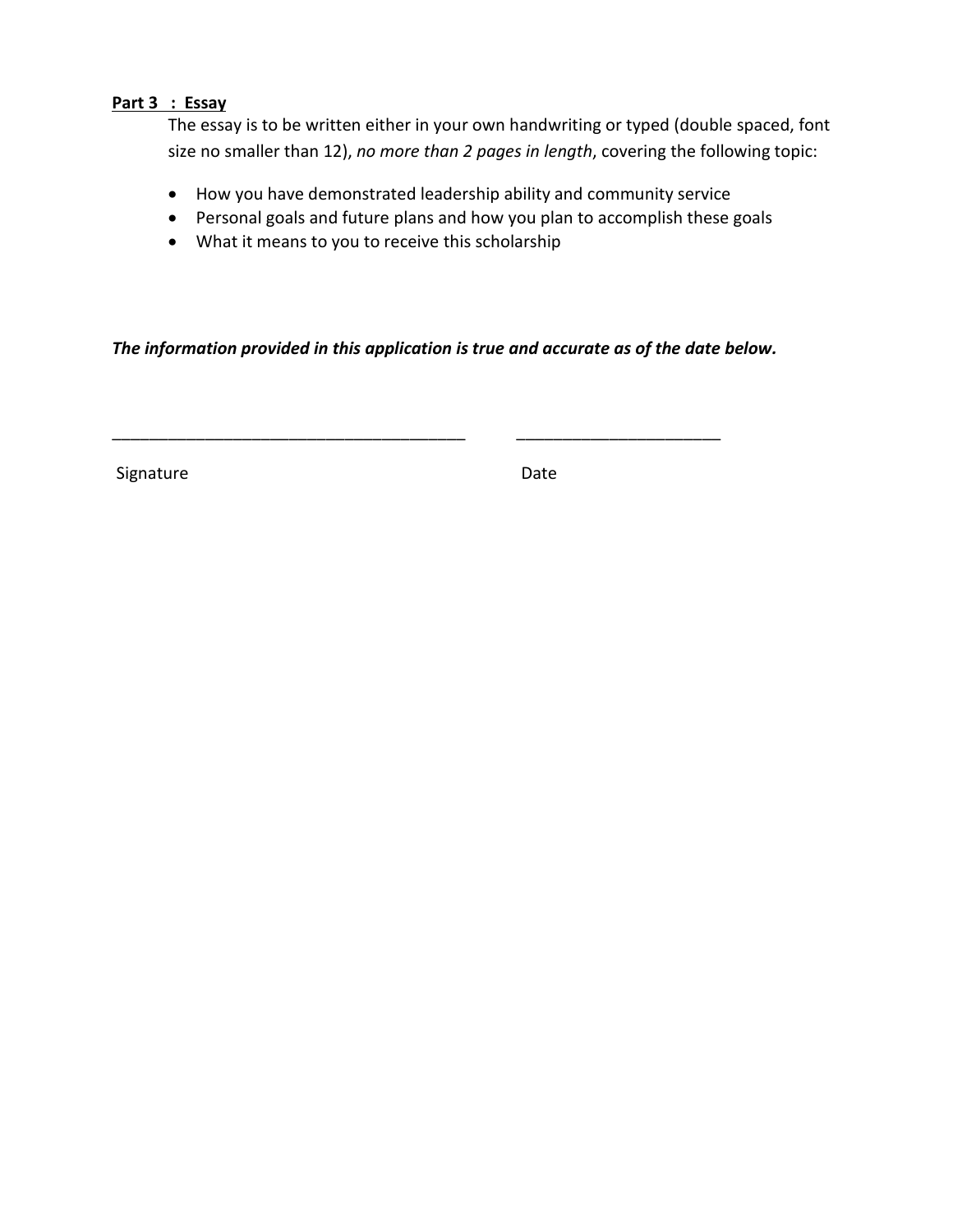**Part 3 : Essay**

The essay is to be written either in your own handwriting or typed (double spaced, font size no smaller than 12), *no more than 2 pages in length*, covering the following topic:

- How you have demonstrated leadership ability and community service
- Personal goals and future plans and how you plan to accomplish these goals
- What it means to you to receive this scholarship

***The information provided in this application is true and accurate as of the date below.***

_______________________________________ ______________________

Signature Date